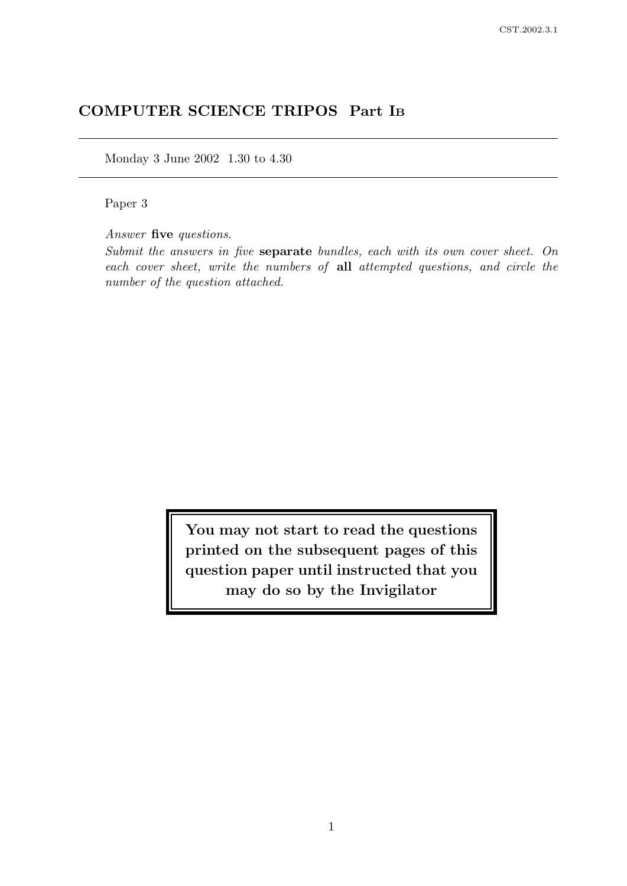# COMPUTER SCIENCE TRIPOS Part IB

Monday 3 June 2002 1.30 to 4.30

Paper 3

*Answer* **five** *questions.*

*Submit the answers in five* **separate** *bundles, each with its own cover sheet. On each cover sheet, write the numbers of* **all** *attempted questions, and circle the number of the question attached.*

**You may not start to read the questions printed on the subsequent pages of this question paper until instructed that you may do so by the Invigilator**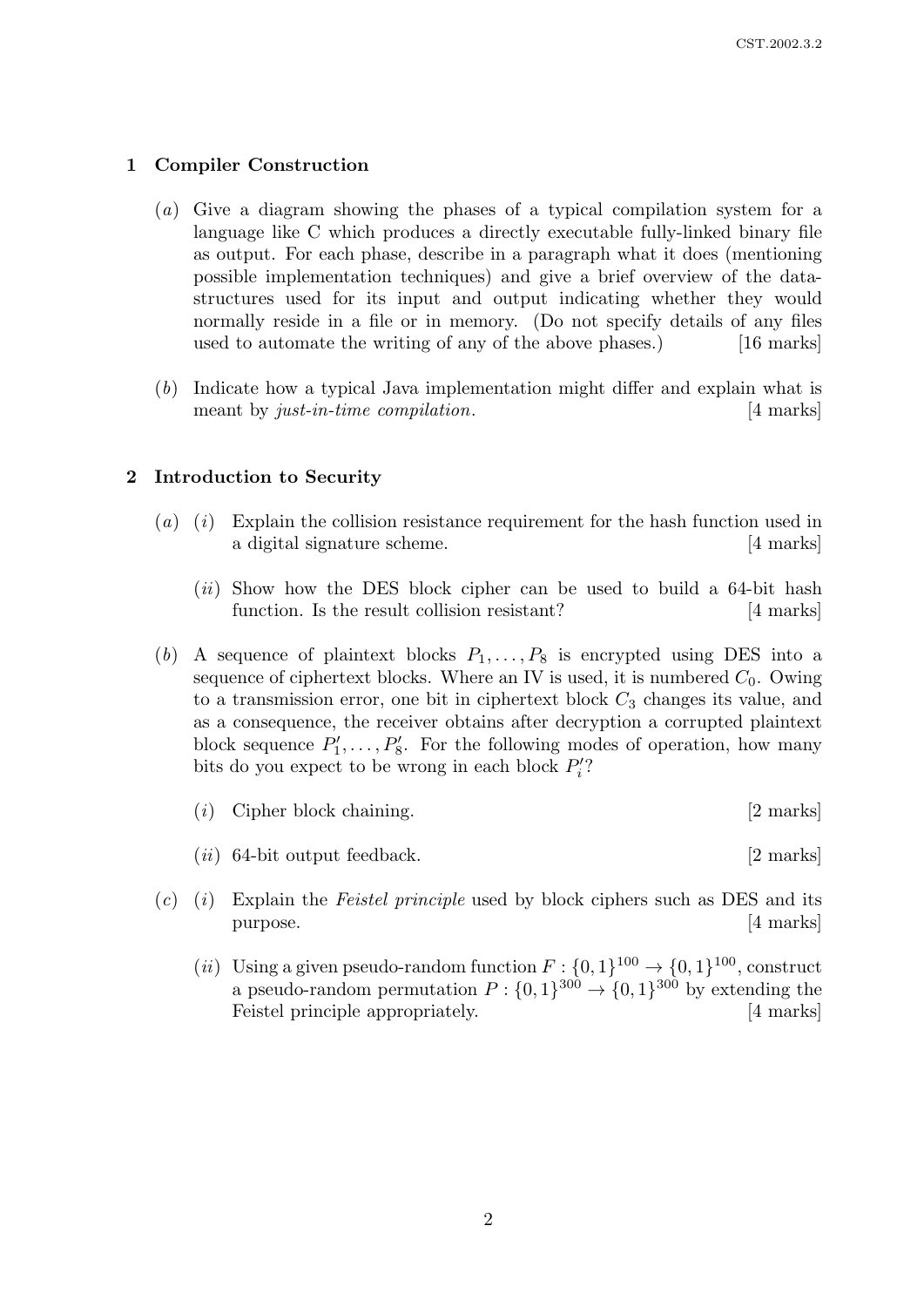## 1 Compiler Construction

(*a*) Give a diagram showing the phases of a typical compilation system for a language like C which produces a directly executable fully-linked binary file as output. For each phase, describe in a paragraph what it does (mentioning possible implementation techniques) and give a brief overview of the data-structures used for its input and output indicating whether they would normally reside in a file or in memory. (Do not specify details of any files used to automate the writing of any of the above phases.) [16 marks]

(*b*) Indicate how a typical Java implementation might differ and explain what is meant by *just-in-time compilation*. [4 marks]

## 2 Introduction to Security

(*a*) (*i*) Explain the collision resistance requirement for the hash function used in a digital signature scheme. [4 marks]

(*ii*) Show how the DES block cipher can be used to build a 64-bit hash function. Is the result collision resistant? [4 marks]

(*b*) A sequence of plaintext blocks $P_1, \ldots, P_8$ is encrypted using DES into a sequence of ciphertext blocks. Where an IV is used, it is numbered $C_0$. Owing to a transmission error, one bit in ciphertext block $C_3$ changes its value, and as a consequence, the receiver obtains after decryption a corrupted plaintext block sequence $P'_1, \ldots, P'_8$. For the following modes of operation, how many bits do you expect to be wrong in each block $P'_i$?

(*i*) Cipher block chaining. [2 marks]

(*ii*) 64-bit output feedback. [2 marks]

(*c*) (*i*) Explain the *Feistel principle* used by block ciphers such as DES and its purpose. [4 marks]

(*ii*) Using a given pseudo-random function $F : \{0,1\}^{100} \to \{0,1\}^{100}$, construct a pseudo-random permutation $P : \{0,1\}^{300} \to \{0,1\}^{300}$ by extending the Feistel principle appropriately. [4 marks]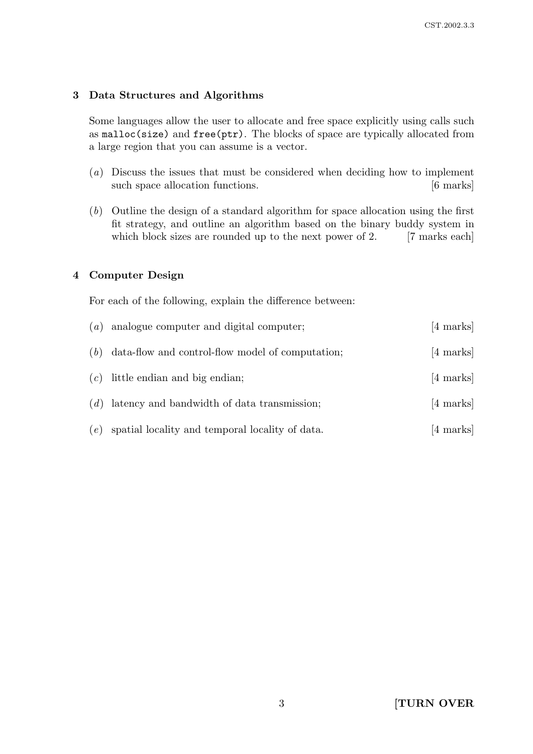## 3 Data Structures and Algorithms

Some languages allow the user to allocate and free space explicitly using calls such as `malloc(size)` and `free(ptr)`. The blocks of space are typically allocated from a large region that you can assume is a vector.

(*a*) Discuss the issues that must be considered when deciding how to implement such space allocation functions. [6 marks]

(*b*) Outline the design of a standard algorithm for space allocation using the first fit strategy, and outline an algorithm based on the binary buddy system in which block sizes are rounded up to the next power of 2. [7 marks each]

## 4 Computer Design

For each of the following, explain the difference between:

(*a*) analogue computer and digital computer; [4 marks]

(*b*) data-flow and control-flow model of computation; [4 marks]

(*c*) little endian and big endian; [4 marks]

(*d*) latency and bandwidth of data transmission; [4 marks]

(*e*) spatial locality and temporal locality of data. [4 marks]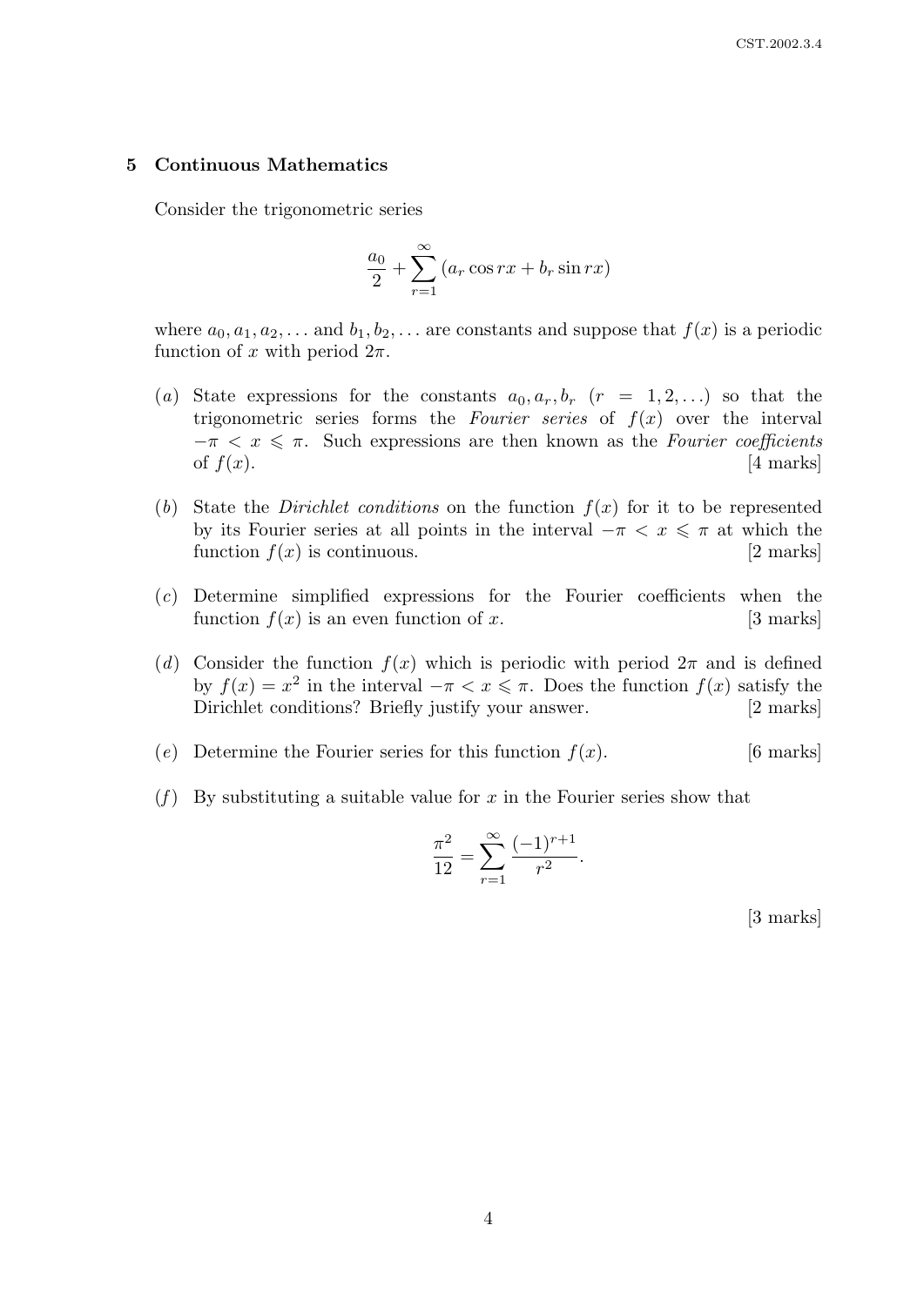## 5 Continuous Mathematics

Consider the trigonometric series

$$\frac{a_0}{2} + \sum_{r=1}^{\infty} (a_r \cos rx + b_r \sin rx)$$

where $a_0, a_1, a_2, \ldots$ and $b_1, b_2, \ldots$ are constants and suppose that $f(x)$ is a periodic function of $x$ with period $2\pi$.

(*a*) State expressions for the constants $a_0, a_r, b_r$ $(r = 1, 2, \ldots)$ so that the trigonometric series forms the *Fourier series* of $f(x)$ over the interval $-\pi < x \leqslant \pi$. Such expressions are then known as the *Fourier coefficients* of $f(x)$. [4 marks]

(*b*) State the *Dirichlet conditions* on the function $f(x)$ for it to be represented by its Fourier series at all points in the interval $-\pi < x \leqslant \pi$ at which the function $f(x)$ is continuous. [2 marks]

(*c*) Determine simplified expressions for the Fourier coefficients when the function $f(x)$ is an even function of $x$. [3 marks]

(*d*) Consider the function $f(x)$ which is periodic with period $2\pi$ and is defined by $f(x) = x^2$ in the interval $-\pi < x \leqslant \pi$. Does the function $f(x)$ satisfy the Dirichlet conditions? Briefly justify your answer. [2 marks]

(*e*) Determine the Fourier series for this function $f(x)$. [6 marks]

(*f*) By substituting a suitable value for $x$ in the Fourier series show that

$$\frac{\pi^2}{12} = \sum_{r=1}^{\infty} \frac{(-1)^{r+1}}{r^2}.$$

[3 marks]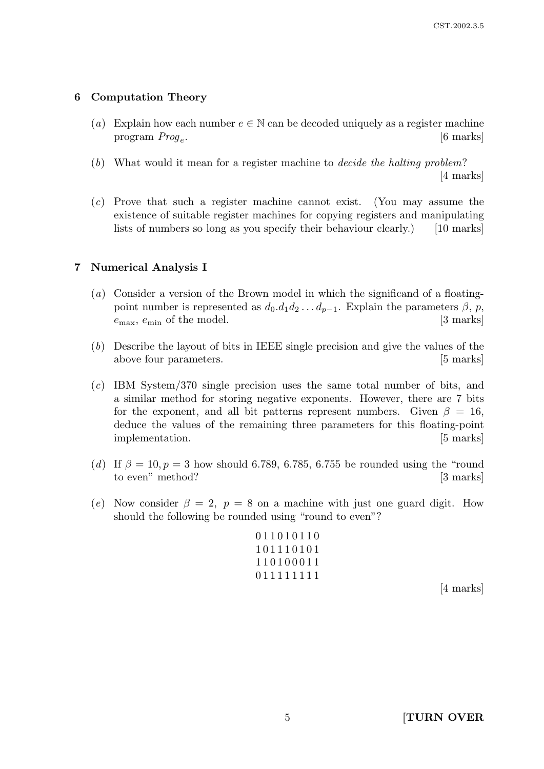## 6 Computation Theory

(*a*) Explain how each number $e \in \mathbb{N}$ can be decoded uniquely as a register machine program $Prog_e$. [6 marks]

(*b*) What would it mean for a register machine to *decide the halting problem*? [4 marks]

(*c*) Prove that such a register machine cannot exist. (You may assume the existence of suitable register machines for copying registers and manipulating lists of numbers so long as you specify their behaviour clearly.) [10 marks]

## 7 Numerical Analysis I

(*a*) Consider a version of the Brown model in which the significand of a floating-point number is represented as $d_0.d_1d_2 \ldots d_{p-1}$. Explain the parameters $\beta$, $p$, $e_{\max}$, $e_{\min}$ of the model. [3 marks]

(*b*) Describe the layout of bits in IEEE single precision and give the values of the above four parameters. [5 marks]

(*c*) IBM System/370 single precision uses the same total number of bits, and a similar method for storing negative exponents. However, there are 7 bits for the exponent, and all bit patterns represent numbers. Given $\beta = 16$, deduce the values of the remaining three parameters for this floating-point implementation. [5 marks]

(*d*) If $\beta = 10, p = 3$ how should 6.789, 6.785, 6.755 be rounded using the "round to even" method? [3 marks]

(*e*) Now consider $\beta = 2,\ p = 8$ on a machine with just one guard digit. How should the following be rounded using "round to even"?

0 1 1 0 1 0 1 1 0
1 0 1 1 1 0 1 0 1
1 1 0 1 0 0 0 1 1
0 1 1 1 1 1 1 1 1

[4 marks]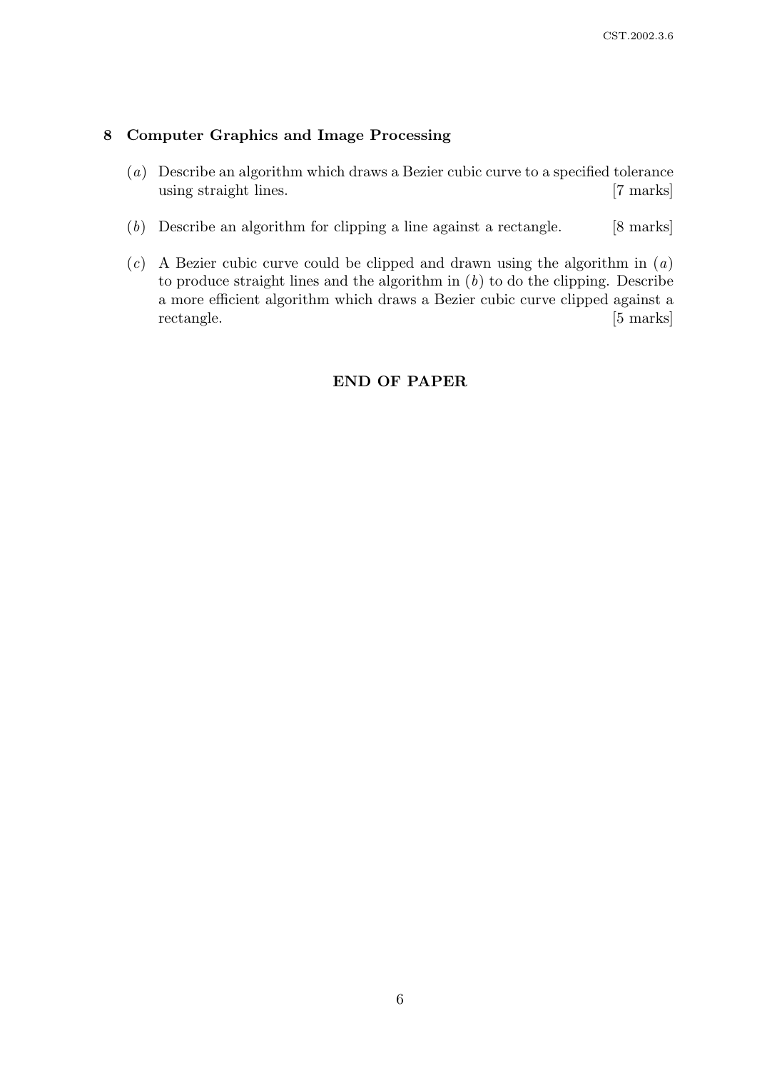## 8 Computer Graphics and Image Processing

(*a*) Describe an algorithm which draws a Bezier cubic curve to a specified tolerance using straight lines. [7 marks]

(*b*) Describe an algorithm for clipping a line against a rectangle. [8 marks]

(*c*) A Bezier cubic curve could be clipped and drawn using the algorithm in (*a*) to produce straight lines and the algorithm in (*b*) to do the clipping. Describe a more efficient algorithm which draws a Bezier cubic curve clipped against a rectangle. [5 marks]

**END OF PAPER**